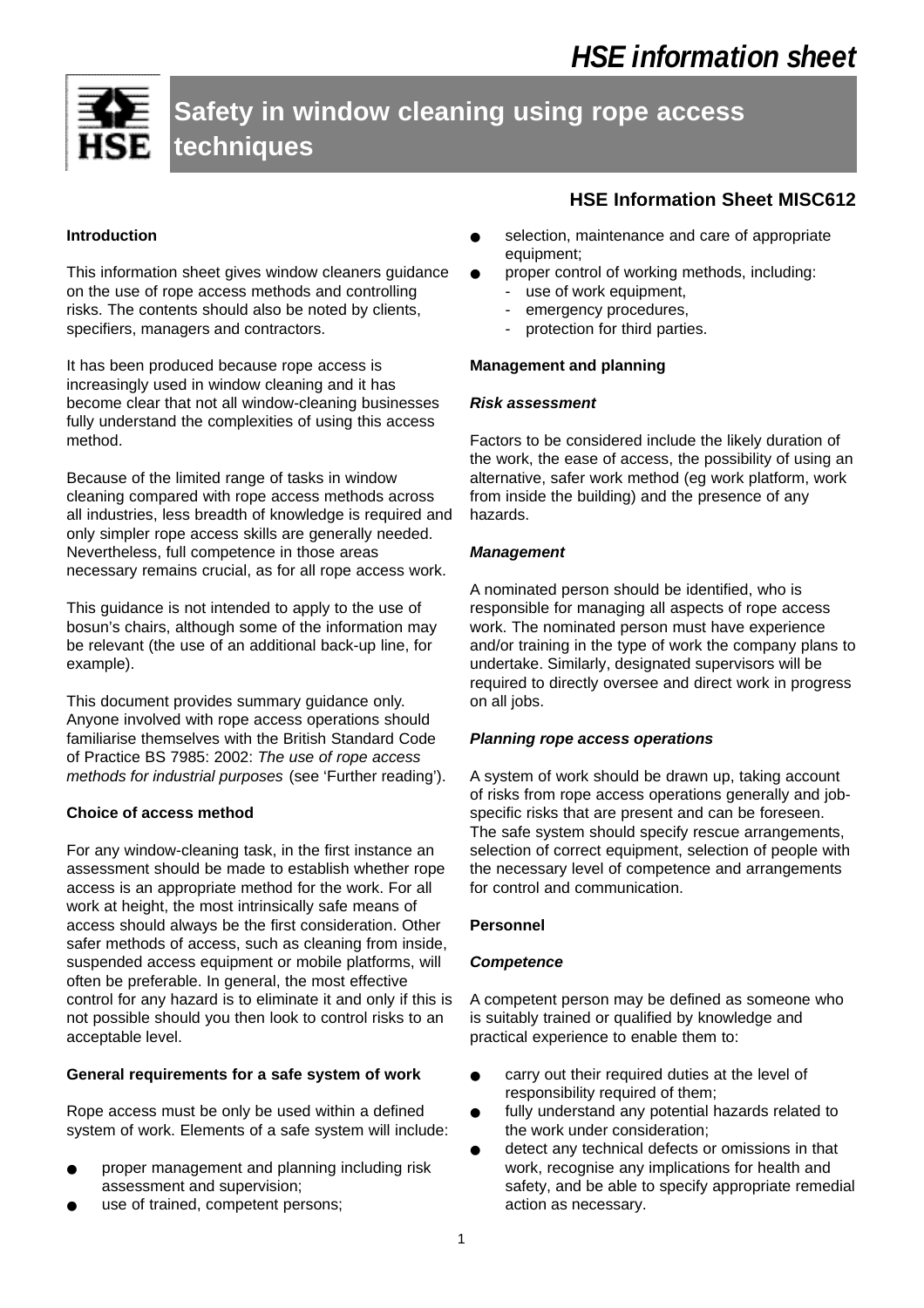# Safety in window cleaning using rope access techniques

**HSE Information Sheet MISC612**

## Introduction

This information sheet gives window cleaners guidance on the use of rope access methods and controlling risks. The contents should also be noted by clients, specifiers, managers and contractors.

It has been produced because rope access is increasingly used in window cleaning and it has become clear that not all window-cleaning businesses fully understand the complexities of using this access method.

Because of the limited range of tasks in window cleaning compared with rope access methods across all industries, less breadth of knowledge is required and only simpler rope access skills are generally needed. Nevertheless, full competence in those areas necessary remains crucial, as for all rope access work.

This guidance is not intended to apply to the use of bosun's chairs, although some of the information may be relevant (the use of an additional back-up line, for example).

This document provides summary guidance only. Anyone involved with rope access operations should familiarise themselves with the British Standard Code of Practice BS 7985: 2002: *The use of rope access methods for industrial purposes* (see 'Further reading').

## Choice of access method

For any window-cleaning task, in the first instance an assessment should be made to establish whether rope access is an appropriate method for the work. For all work at height, the most intrinsically safe means of access should always be the first consideration. Other safer methods of access, such as cleaning from inside, suspended access equipment or mobile platforms, will often be preferable. In general, the most effective control for any hazard is to eliminate it and only if this is not possible should you then look to control risks to an acceptable level.

## General requirements for a safe system of work

Rope access must be only be used within a defined system of work. Elements of a safe system will include:

- proper management and planning including risk assessment and supervision;
- use of trained, competent persons;
- selection, maintenance and care of appropriate equipment;
- proper control of working methods, including:
  - use of work equipment,
  - emergency procedures,
  - protection for third parties.

## Management and planning

### *Risk assessment*

Factors to be considered include the likely duration of the work, the ease of access, the possibility of using an alternative, safer work method (eg work platform, work from inside the building) and the presence of any hazards.

### *Management*

A nominated person should be identified, who is responsible for managing all aspects of rope access work. The nominated person must have experience and/or training in the type of work the company plans to undertake. Similarly, designated supervisors will be required to directly oversee and direct work in progress on all jobs.

### *Planning rope access operations*

A system of work should be drawn up, taking account of risks from rope access operations generally and job-specific risks that are present and can be foreseen. The safe system should specify rescue arrangements, selection of correct equipment, selection of people with the necessary level of competence and arrangements for control and communication.

## Personnel

### *Competence*

A competent person may be defined as someone who is suitably trained or qualified by knowledge and practical experience to enable them to:

- carry out their required duties at the level of responsibility required of them;
- fully understand any potential hazards related to the work under consideration;
- detect any technical defects or omissions in that work, recognise any implications for health and safety, and be able to specify appropriate remedial action as necessary.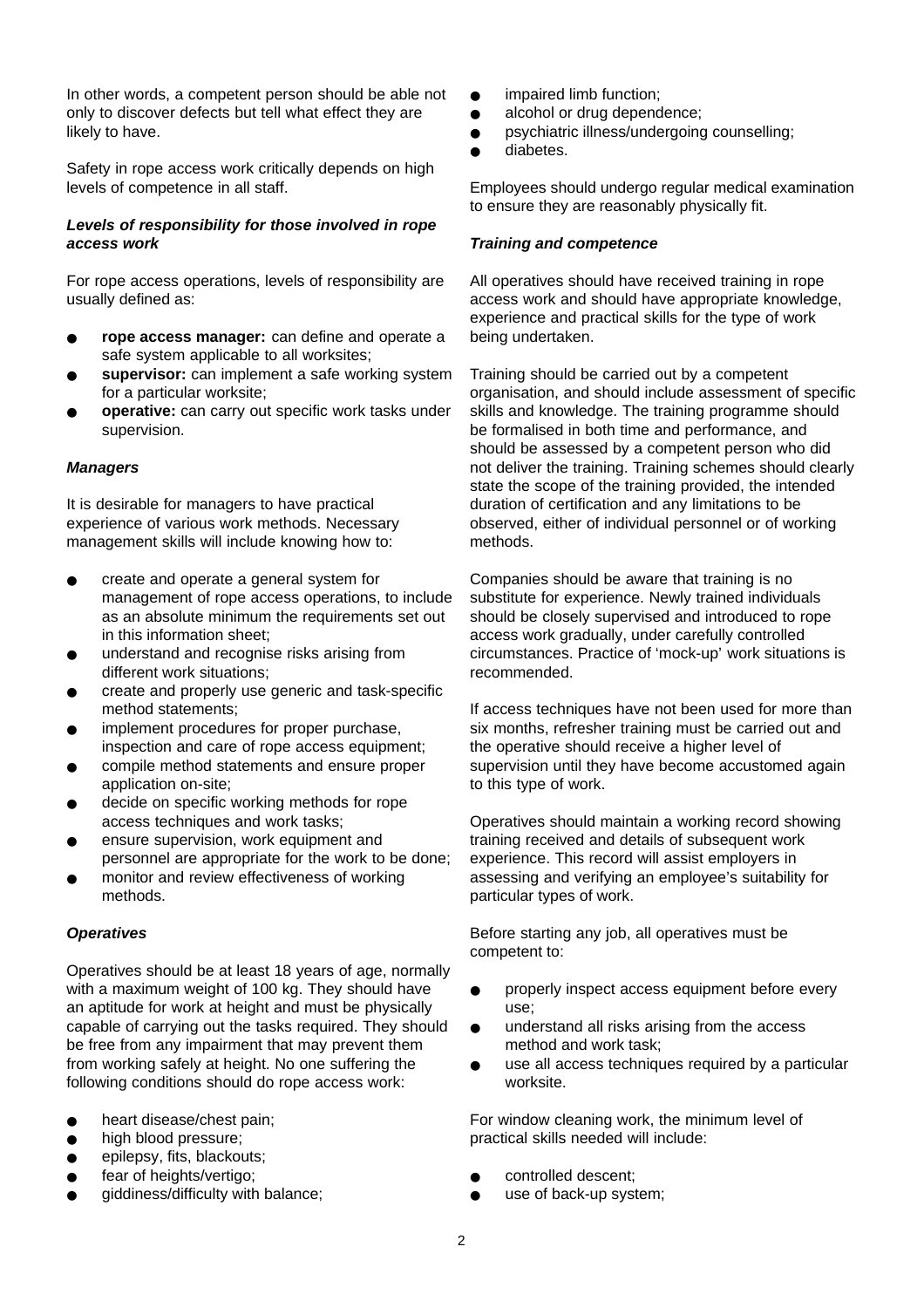In other words, a competent person should be able not only to discover defects but tell what effect they are likely to have.

Safety in rope access work critically depends on high levels of competence in all staff.

***Levels of responsibility for those involved in rope access work***

For rope access operations, levels of responsibility are usually defined as:

- **rope access manager:** can define and operate a safe system applicable to all worksites;
- **supervisor:** can implement a safe working system for a particular worksite;
- **operative:** can carry out specific work tasks under supervision.

***Managers***

It is desirable for managers to have practical experience of various work methods. Necessary management skills will include knowing how to:

- create and operate a general system for management of rope access operations, to include as an absolute minimum the requirements set out in this information sheet;
- understand and recognise risks arising from different work situations;
- create and properly use generic and task-specific method statements;
- implement procedures for proper purchase, inspection and care of rope access equipment;
- compile method statements and ensure proper application on-site;
- decide on specific working methods for rope access techniques and work tasks;
- ensure supervision, work equipment and personnel are appropriate for the work to be done;
- monitor and review effectiveness of working methods.

***Operatives***

Operatives should be at least 18 years of age, normally with a maximum weight of 100 kg. They should have an aptitude for work at height and must be physically capable of carrying out the tasks required. They should be free from any impairment that may prevent them from working safely at height. No one suffering the following conditions should do rope access work:

- heart disease/chest pain;
- high blood pressure;
- epilepsy, fits, blackouts;
- fear of heights/vertigo;
- giddiness/difficulty with balance;
- impaired limb function;
- alcohol or drug dependence;
- psychiatric illness/undergoing counselling;
- diabetes.

Employees should undergo regular medical examination to ensure they are reasonably physically fit.

***Training and competence***

All operatives should have received training in rope access work and should have appropriate knowledge, experience and practical skills for the type of work being undertaken.

Training should be carried out by a competent organisation, and should include assessment of specific skills and knowledge. The training programme should be formalised in both time and performance, and should be assessed by a competent person who did not deliver the training. Training schemes should clearly state the scope of the training provided, the intended duration of certification and any limitations to be observed, either of individual personnel or of working methods.

Companies should be aware that training is no substitute for experience. Newly trained individuals should be closely supervised and introduced to rope access work gradually, under carefully controlled circumstances. Practice of 'mock-up' work situations is recommended.

If access techniques have not been used for more than six months, refresher training must be carried out and the operative should receive a higher level of supervision until they have become accustomed again to this type of work.

Operatives should maintain a working record showing training received and details of subsequent work experience. This record will assist employers in assessing and verifying an employee's suitability for particular types of work.

Before starting any job, all operatives must be competent to:

- properly inspect access equipment before every use;
- understand all risks arising from the access method and work task;
- use all access techniques required by a particular worksite.

For window cleaning work, the minimum level of practical skills needed will include:

- controlled descent;
- use of back-up system;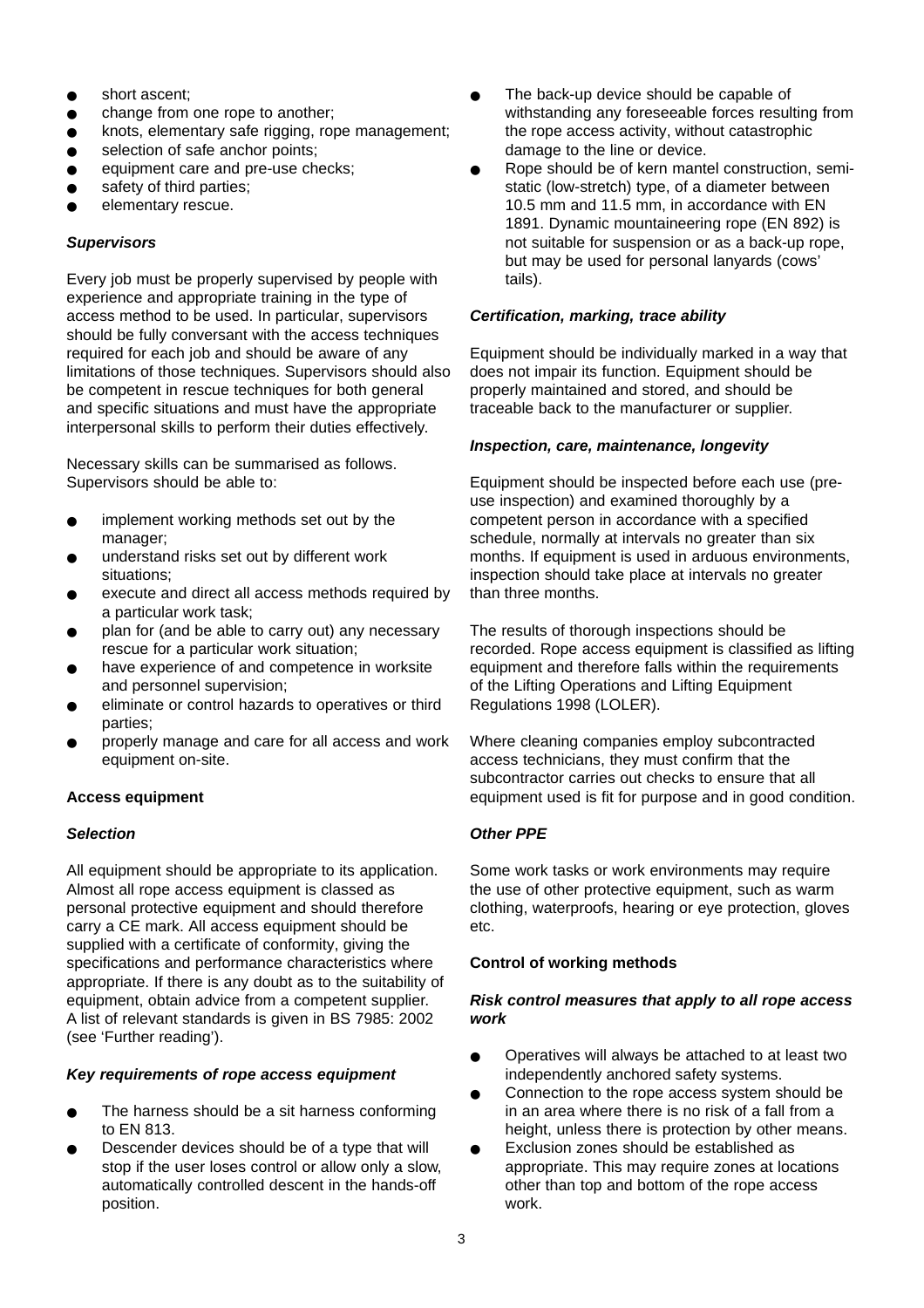- short ascent;
- change from one rope to another;
- knots, elementary safe rigging, rope management;
- selection of safe anchor points;
- equipment care and pre-use checks;
- safety of third parties;
- elementary rescue.

### *Supervisors*

Every job must be properly supervised by people with experience and appropriate training in the type of access method to be used. In particular, supervisors should be fully conversant with the access techniques required for each job and should be aware of any limitations of those techniques. Supervisors should also be competent in rescue techniques for both general and specific situations and must have the appropriate interpersonal skills to perform their duties effectively.

Necessary skills can be summarised as follows. Supervisors should be able to:

- implement working methods set out by the manager;
- understand risks set out by different work situations;
- execute and direct all access methods required by a particular work task;
- plan for (and be able to carry out) any necessary rescue for a particular work situation;
- have experience of and competence in worksite and personnel supervision;
- eliminate or control hazards to operatives or third parties;
- properly manage and care for all access and work equipment on-site.

## Access equipment

### *Selection*

All equipment should be appropriate to its application. Almost all rope access equipment is classed as personal protective equipment and should therefore carry a CE mark. All access equipment should be supplied with a certificate of conformity, giving the specifications and performance characteristics where appropriate. If there is any doubt as to the suitability of equipment, obtain advice from a competent supplier. A list of relevant standards is given in BS 7985: 2002 (see 'Further reading').

### *Key requirements of rope access equipment*

- The harness should be a sit harness conforming to EN 813.
- Descender devices should be of a type that will stop if the user loses control or allow only a slow, automatically controlled descent in the hands-off position.
- The back-up device should be capable of withstanding any foreseeable forces resulting from the rope access activity, without catastrophic damage to the line or device.
- Rope should be of kern mantel construction, semi-static (low-stretch) type, of a diameter between 10.5 mm and 11.5 mm, in accordance with EN 1891. Dynamic mountaineering rope (EN 892) is not suitable for suspension or as a back-up rope, but may be used for personal lanyards (cows' tails).

### *Certification, marking, trace ability*

Equipment should be individually marked in a way that does not impair its function. Equipment should be properly maintained and stored, and should be traceable back to the manufacturer or supplier.

### *Inspection, care, maintenance, longevity*

Equipment should be inspected before each use (pre-use inspection) and examined thoroughly by a competent person in accordance with a specified schedule, normally at intervals no greater than six months. If equipment is used in arduous environments, inspection should take place at intervals no greater than three months.

The results of thorough inspections should be recorded. Rope access equipment is classified as lifting equipment and therefore falls within the requirements of the Lifting Operations and Lifting Equipment Regulations 1998 (LOLER).

Where cleaning companies employ subcontracted access technicians, they must confirm that the subcontractor carries out checks to ensure that all equipment used is fit for purpose and in good condition.

### *Other PPE*

Some work tasks or work environments may require the use of other protective equipment, such as warm clothing, waterproofs, hearing or eye protection, gloves etc.

## Control of working methods

### *Risk control measures that apply to all rope access work*

- Operatives will always be attached to at least two independently anchored safety systems.
- Connection to the rope access system should be in an area where there is no risk of a fall from a height, unless there is protection by other means.
- Exclusion zones should be established as appropriate. This may require zones at locations other than top and bottom of the rope access work.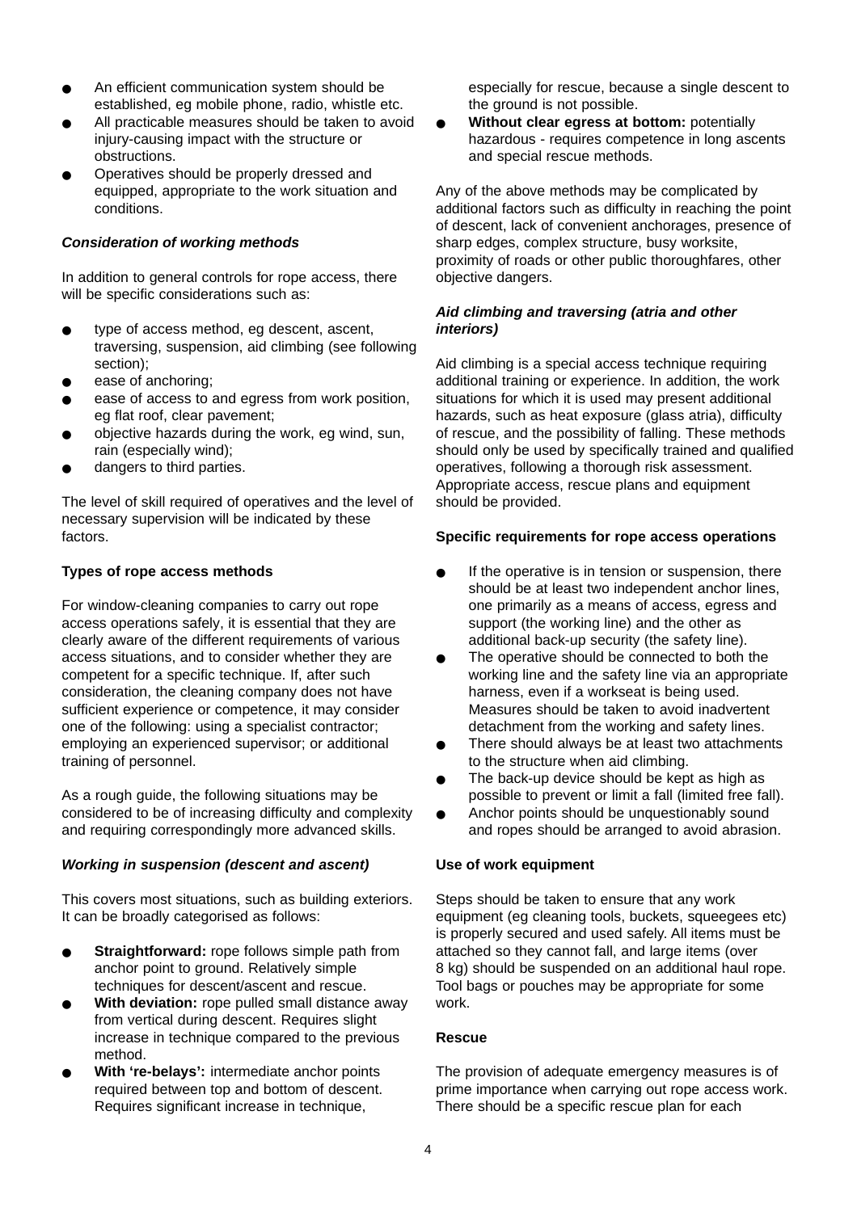- An efficient communication system should be established, eg mobile phone, radio, whistle etc.
- All practicable measures should be taken to avoid injury-causing impact with the structure or obstructions.
- Operatives should be properly dressed and equipped, appropriate to the work situation and conditions.

### *Consideration of working methods*

In addition to general controls for rope access, there will be specific considerations such as:

- type of access method, eg descent, ascent, traversing, suspension, aid climbing (see following section);
- ease of anchoring;
- ease of access to and egress from work position, eg flat roof, clear pavement;
- objective hazards during the work, eg wind, sun, rain (especially wind);
- dangers to third parties.

The level of skill required of operatives and the level of necessary supervision will be indicated by these factors.

### Types of rope access methods

For window-cleaning companies to carry out rope access operations safely, it is essential that they are clearly aware of the different requirements of various access situations, and to consider whether they are competent for a specific technique. If, after such consideration, the cleaning company does not have sufficient experience or competence, it may consider one of the following: using a specialist contractor; employing an experienced supervisor; or additional training of personnel.

As a rough guide, the following situations may be considered to be of increasing difficulty and complexity and requiring correspondingly more advanced skills.

### *Working in suspension (descent and ascent)*

This covers most situations, such as building exteriors. It can be broadly categorised as follows:

- **Straightforward:** rope follows simple path from anchor point to ground. Relatively simple techniques for descent/ascent and rescue.
- **With deviation:** rope pulled small distance away from vertical during descent. Requires slight increase in technique compared to the previous method.
- **With 're-belays':** intermediate anchor points required between top and bottom of descent. Requires significant increase in technique, especially for rescue, because a single descent to the ground is not possible.
- **Without clear egress at bottom:** potentially hazardous - requires competence in long ascents and special rescue methods.

Any of the above methods may be complicated by additional factors such as difficulty in reaching the point of descent, lack of convenient anchorages, presence of sharp edges, complex structure, busy worksite, proximity of roads or other public thoroughfares, other objective dangers.

### *Aid climbing and traversing (atria and other interiors)*

Aid climbing is a special access technique requiring additional training or experience. In addition, the work situations for which it is used may present additional hazards, such as heat exposure (glass atria), difficulty of rescue, and the possibility of falling. These methods should only be used by specifically trained and qualified operatives, following a thorough risk assessment. Appropriate access, rescue plans and equipment should be provided.

### Specific requirements for rope access operations

- If the operative is in tension or suspension, there should be at least two independent anchor lines, one primarily as a means of access, egress and support (the working line) and the other as additional back-up security (the safety line).
- The operative should be connected to both the working line and the safety line via an appropriate harness, even if a workseat is being used. Measures should be taken to avoid inadvertent detachment from the working and safety lines.
- There should always be at least two attachments to the structure when aid climbing.
- The back-up device should be kept as high as possible to prevent or limit a fall (limited free fall).
- Anchor points should be unquestionably sound and ropes should be arranged to avoid abrasion.

### Use of work equipment

Steps should be taken to ensure that any work equipment (eg cleaning tools, buckets, squeegees etc) is properly secured and used safely. All items must be attached so they cannot fall, and large items (over 8 kg) should be suspended on an additional haul rope. Tool bags or pouches may be appropriate for some work.

### Rescue

The provision of adequate emergency measures is of prime importance when carrying out rope access work. There should be a specific rescue plan for each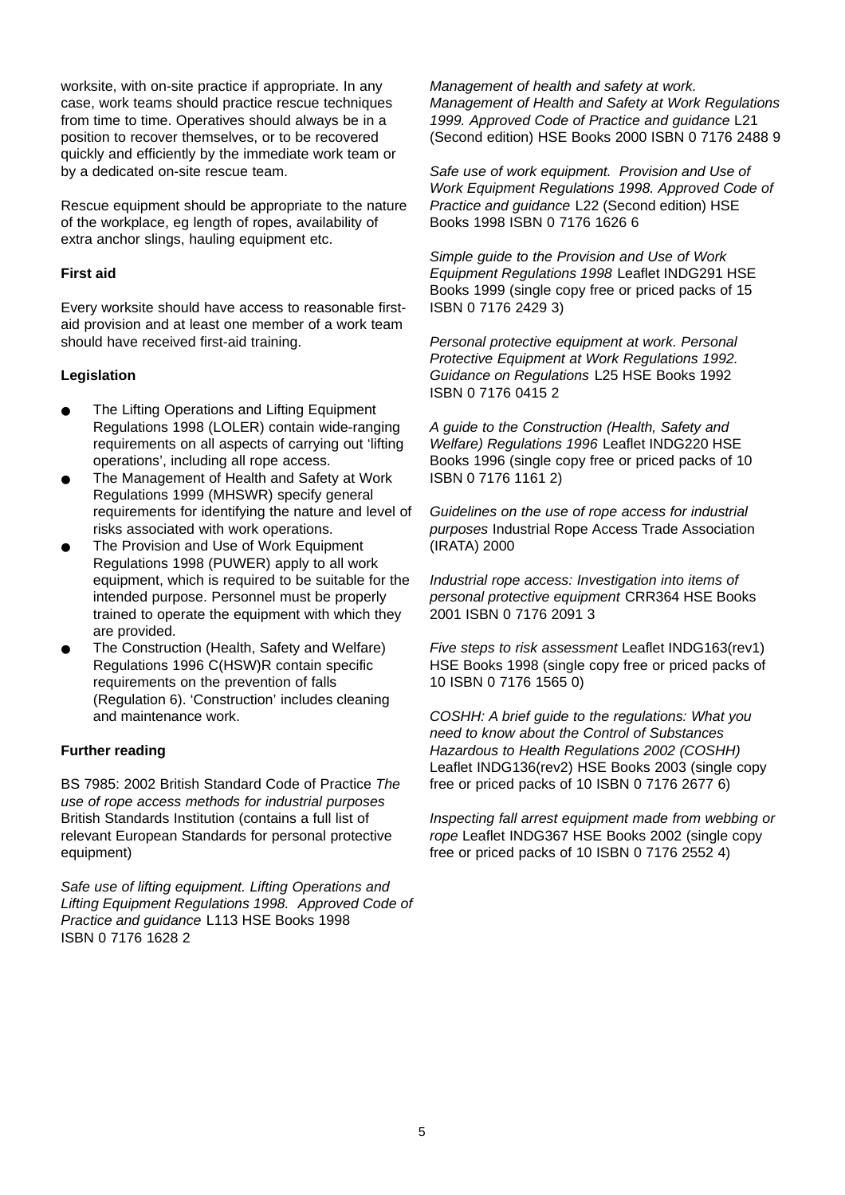worksite, with on-site practice if appropriate. In any case, work teams should practice rescue techniques from time to time. Operatives should always be in a position to recover themselves, or to be recovered quickly and efficiently by the immediate work team or by a dedicated on-site rescue team.

Rescue equipment should be appropriate to the nature of the workplace, eg length of ropes, availability of extra anchor slings, hauling equipment etc.

### First aid

Every worksite should have access to reasonable first-aid provision and at least one member of a work team should have received first-aid training.

### Legislation

- The Lifting Operations and Lifting Equipment Regulations 1998 (LOLER) contain wide-ranging requirements on all aspects of carrying out 'lifting operations', including all rope access.
- The Management of Health and Safety at Work Regulations 1999 (MHSWR) specify general requirements for identifying the nature and level of risks associated with work operations.
- The Provision and Use of Work Equipment Regulations 1998 (PUWER) apply to all work equipment, which is required to be suitable for the intended purpose. Personnel must be properly trained to operate the equipment with which they are provided.
- The Construction (Health, Safety and Welfare) Regulations 1996 C(HSW)R contain specific requirements on the prevention of falls (Regulation 6). 'Construction' includes cleaning and maintenance work.

### Further reading

BS 7985: 2002 British Standard Code of Practice *The use of rope access methods for industrial purposes* British Standards Institution (contains a full list of relevant European Standards for personal protective equipment)

*Safe use of lifting equipment. Lifting Operations and Lifting Equipment Regulations 1998. Approved Code of Practice and guidance* L113 HSE Books 1998 ISBN 0 7176 1628 2

*Management of health and safety at work. Management of Health and Safety at Work Regulations 1999. Approved Code of Practice and guidance* L21 (Second edition) HSE Books 2000 ISBN 0 7176 2488 9

*Safe use of work equipment. Provision and Use of Work Equipment Regulations 1998. Approved Code of Practice and guidance* L22 (Second edition) HSE Books 1998 ISBN 0 7176 1626 6

*Simple guide to the Provision and Use of Work Equipment Regulations 1998* Leaflet INDG291 HSE Books 1999 (single copy free or priced packs of 15 ISBN 0 7176 2429 3)

*Personal protective equipment at work. Personal Protective Equipment at Work Regulations 1992. Guidance on Regulations* L25 HSE Books 1992 ISBN 0 7176 0415 2

*A guide to the Construction (Health, Safety and Welfare) Regulations 1996* Leaflet INDG220 HSE Books 1996 (single copy free or priced packs of 10 ISBN 0 7176 1161 2)

*Guidelines on the use of rope access for industrial purposes* Industrial Rope Access Trade Association (IRATA) 2000

*Industrial rope access: Investigation into items of personal protective equipment* CRR364 HSE Books 2001 ISBN 0 7176 2091 3

*Five steps to risk assessment* Leaflet INDG163(rev1) HSE Books 1998 (single copy free or priced packs of 10 ISBN 0 7176 1565 0)

*COSHH: A brief guide to the regulations: What you need to know about the Control of Substances Hazardous to Health Regulations 2002 (COSHH)* Leaflet INDG136(rev2) HSE Books 2003 (single copy free or priced packs of 10 ISBN 0 7176 2677 6)

*Inspecting fall arrest equipment made from webbing or rope* Leaflet INDG367 HSE Books 2002 (single copy free or priced packs of 10 ISBN 0 7176 2552 4)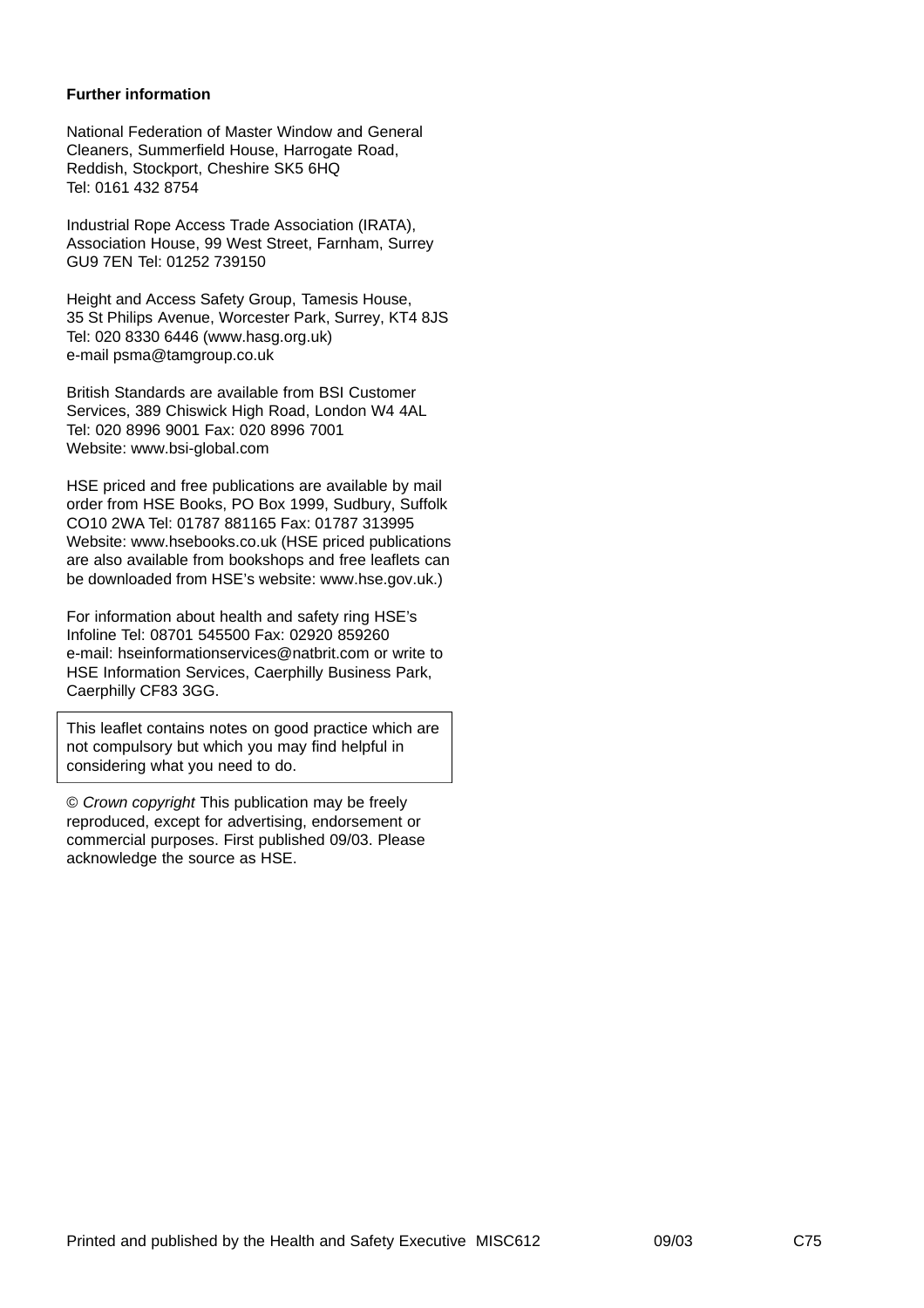**Further information**

National Federation of Master Window and General Cleaners, Summerfield House, Harrogate Road, Reddish, Stockport, Cheshire SK5 6HQ
Tel: 0161 432 8754

Industrial Rope Access Trade Association (IRATA), Association House, 99 West Street, Farnham, Surrey GU9 7EN Tel: 01252 739150

Height and Access Safety Group, Tamesis House, 35 St Philips Avenue, Worcester Park, Surrey, KT4 8JS
Tel: 020 8330 6446 (www.hasg.org.uk)
e-mail psma@tamgroup.co.uk

British Standards are available from BSI Customer Services, 389 Chiswick High Road, London W4 4AL
Tel: 020 8996 9001 Fax: 020 8996 7001
Website: www.bsi-global.com

HSE priced and free publications are available by mail order from HSE Books, PO Box 1999, Sudbury, Suffolk CO10 2WA Tel: 01787 881165 Fax: 01787 313995
Website: www.hsebooks.co.uk (HSE priced publications are also available from bookshops and free leaflets can be downloaded from HSE's website: www.hse.gov.uk.)

For information about health and safety ring HSE's Infoline Tel: 08701 545500 Fax: 02920 859260
e-mail: hseinformationservices@natbrit.com or write to HSE Information Services, Caerphilly Business Park, Caerphilly CF83 3GG.

This leaflet contains notes on good practice which are not compulsory but which you may find helpful in considering what you need to do.

© *Crown copyright* This publication may be freely reproduced, except for advertising, endorsement or commercial purposes. First published 09/03. Please acknowledge the source as HSE.

Printed and published by the Health and Safety Executive MISC612 09/03 C75